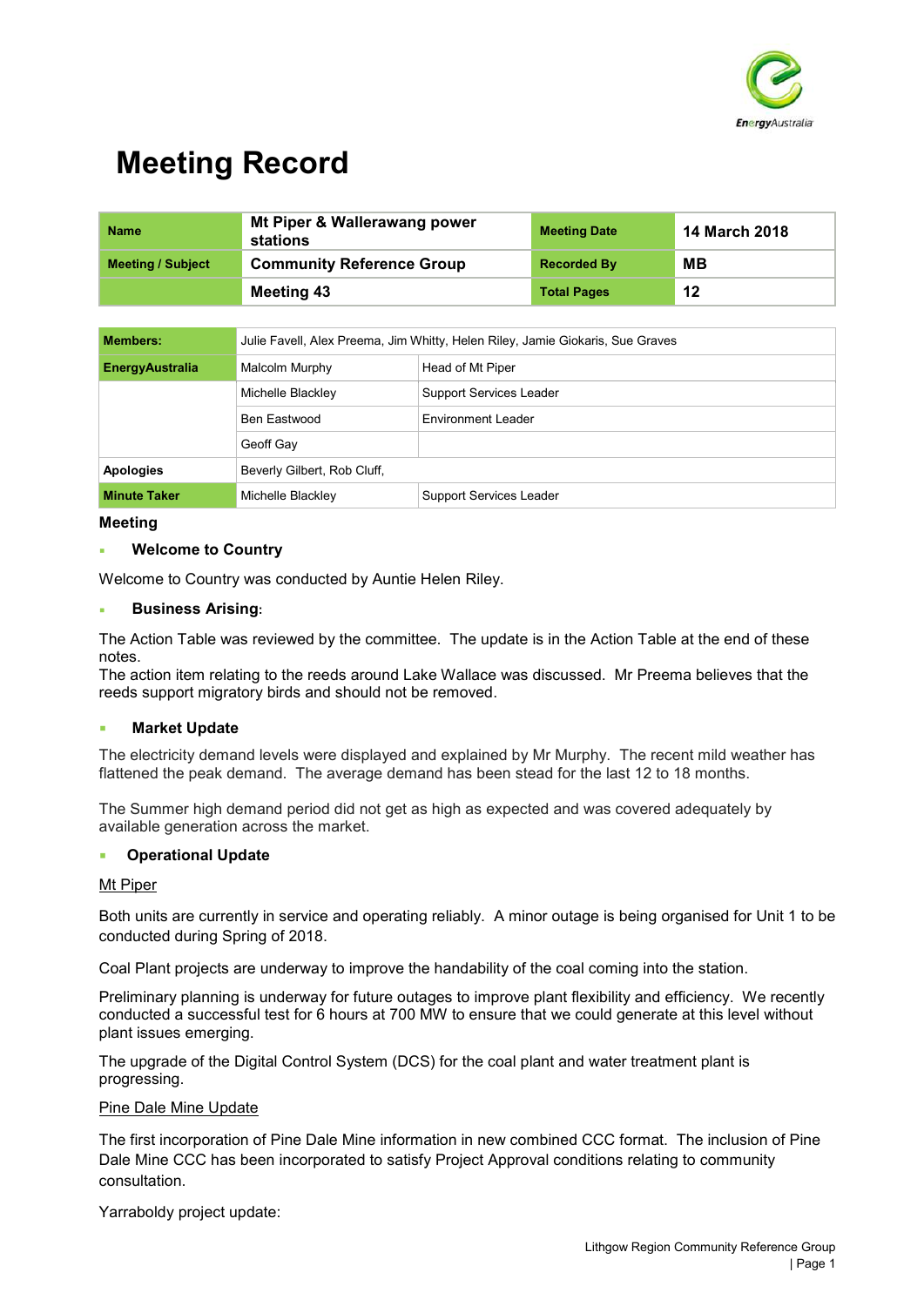# Meeting Record

| Name | Mt Piper & Wallerawang power stations | Meeting Date | 14 March 2018 |
| --- | --- | --- | --- |
| Meeting / Subject | Community Reference Group | Recorded By | MB |
| | Meeting 43 | Total Pages | 12 |

| Members: | Julie Favell, Alex Preema, Jim Whitty, Helen Riley, Jamie Giokaris, Sue Graves | |
| --- | --- | --- |
| EnergyAustralia | Malcolm Murphy | Head of Mt Piper |
| | Michelle Blackley | Support Services Leader |
| | Ben Eastwood | Environment Leader |
| | Geoff Gay | |
| Apologies | Beverly Gilbert, Rob Cluff, | |
| Minute Taker | Michelle Blackley | Support Services Leader |

**Meeting**

- **Welcome to Country**

Welcome to Country was conducted by Auntie Helen Riley.

- **Business Arising:**

The Action Table was reviewed by the committee. The update is in the Action Table at the end of these notes.
The action item relating to the reeds around Lake Wallace was discussed. Mr Preema believes that the reeds support migratory birds and should not be removed.

- **Market Update**

The electricity demand levels were displayed and explained by Mr Murphy. The recent mild weather has flattened the peak demand. The average demand has been stead for the last 12 to 18 months.

The Summer high demand period did not get as high as expected and was covered adequately by available generation across the market.

- **Operational Update**

Mt Piper

Both units are currently in service and operating reliably. A minor outage is being organised for Unit 1 to be conducted during Spring of 2018.

Coal Plant projects are underway to improve the handability of the coal coming into the station.

Preliminary planning is underway for future outages to improve plant flexibility and efficiency. We recently conducted a successful test for 6 hours at 700 MW to ensure that we could generate at this level without plant issues emerging.

The upgrade of the Digital Control System (DCS) for the coal plant and water treatment plant is progressing.

Pine Dale Mine Update

The first incorporation of Pine Dale Mine information in new combined CCC format. The inclusion of Pine Dale Mine CCC has been incorporated to satisfy Project Approval conditions relating to community consultation.

Yarraboldy project update: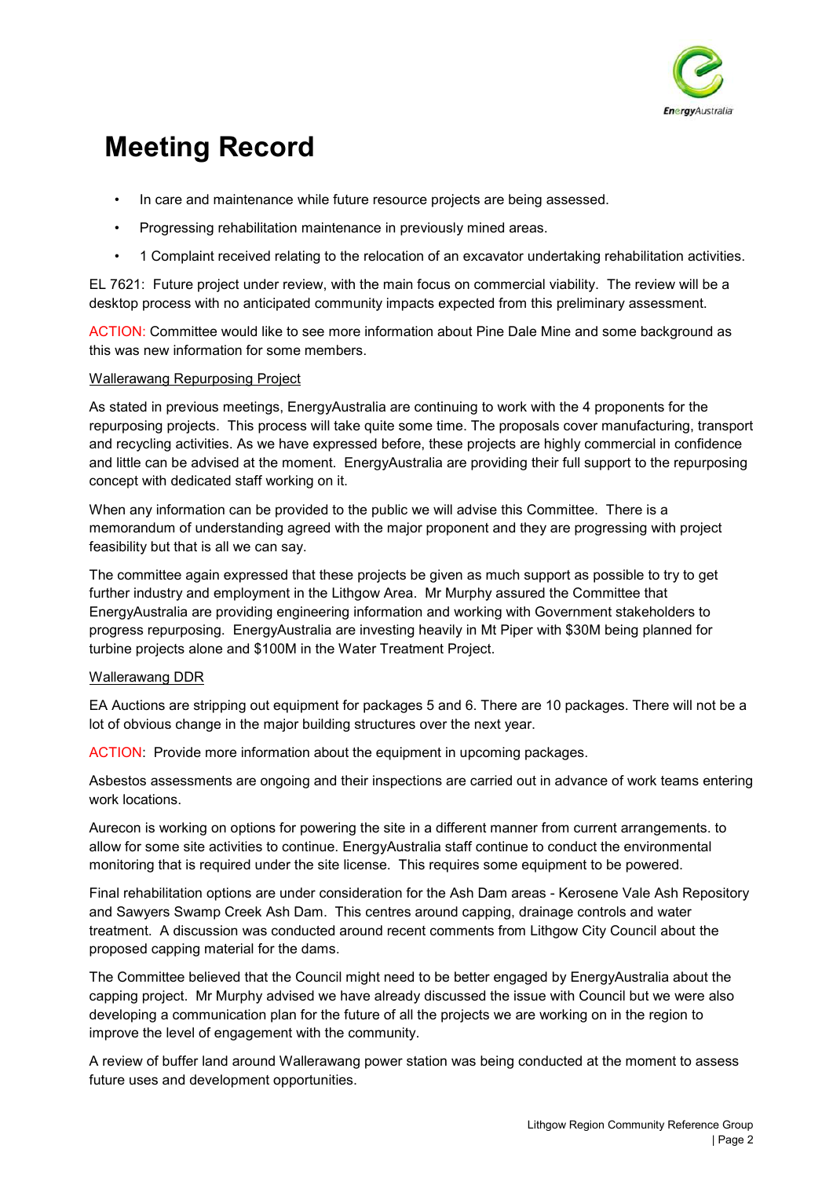# Meeting Record

- In care and maintenance while future resource projects are being assessed.
- Progressing rehabilitation maintenance in previously mined areas.
- 1 Complaint received relating to the relocation of an excavator undertaking rehabilitation activities.

EL 7621: Future project under review, with the main focus on commercial viability. The review will be a desktop process with no anticipated community impacts expected from this preliminary assessment.

ACTION: Committee would like to see more information about Pine Dale Mine and some background as this was new information for some members.

Wallerawang Repurposing Project

As stated in previous meetings, EnergyAustralia are continuing to work with the 4 proponents for the repurposing projects. This process will take quite some time. The proposals cover manufacturing, transport and recycling activities. As we have expressed before, these projects are highly commercial in confidence and little can be advised at the moment. EnergyAustralia are providing their full support to the repurposing concept with dedicated staff working on it.

When any information can be provided to the public we will advise this Committee. There is a memorandum of understanding agreed with the major proponent and they are progressing with project feasibility but that is all we can say.

The committee again expressed that these projects be given as much support as possible to try to get further industry and employment in the Lithgow Area. Mr Murphy assured the Committee that EnergyAustralia are providing engineering information and working with Government stakeholders to progress repurposing. EnergyAustralia are investing heavily in Mt Piper with $30M being planned for turbine projects alone and $100M in the Water Treatment Project.

Wallerawang DDR

EA Auctions are stripping out equipment for packages 5 and 6. There are 10 packages. There will not be a lot of obvious change in the major building structures over the next year.

ACTION: Provide more information about the equipment in upcoming packages.

Asbestos assessments are ongoing and their inspections are carried out in advance of work teams entering work locations.

Aurecon is working on options for powering the site in a different manner from current arrangements. to allow for some site activities to continue. EnergyAustralia staff continue to conduct the environmental monitoring that is required under the site license. This requires some equipment to be powered.

Final rehabilitation options are under consideration for the Ash Dam areas - Kerosene Vale Ash Repository and Sawyers Swamp Creek Ash Dam. This centres around capping, drainage controls and water treatment. A discussion was conducted around recent comments from Lithgow City Council about the proposed capping material for the dams.

The Committee believed that the Council might need to be better engaged by EnergyAustralia about the capping project. Mr Murphy advised we have already discussed the issue with Council but we were also developing a communication plan for the future of all the projects we are working on in the region to improve the level of engagement with the community.

A review of buffer land around Wallerawang power station was being conducted at the moment to assess future uses and development opportunities.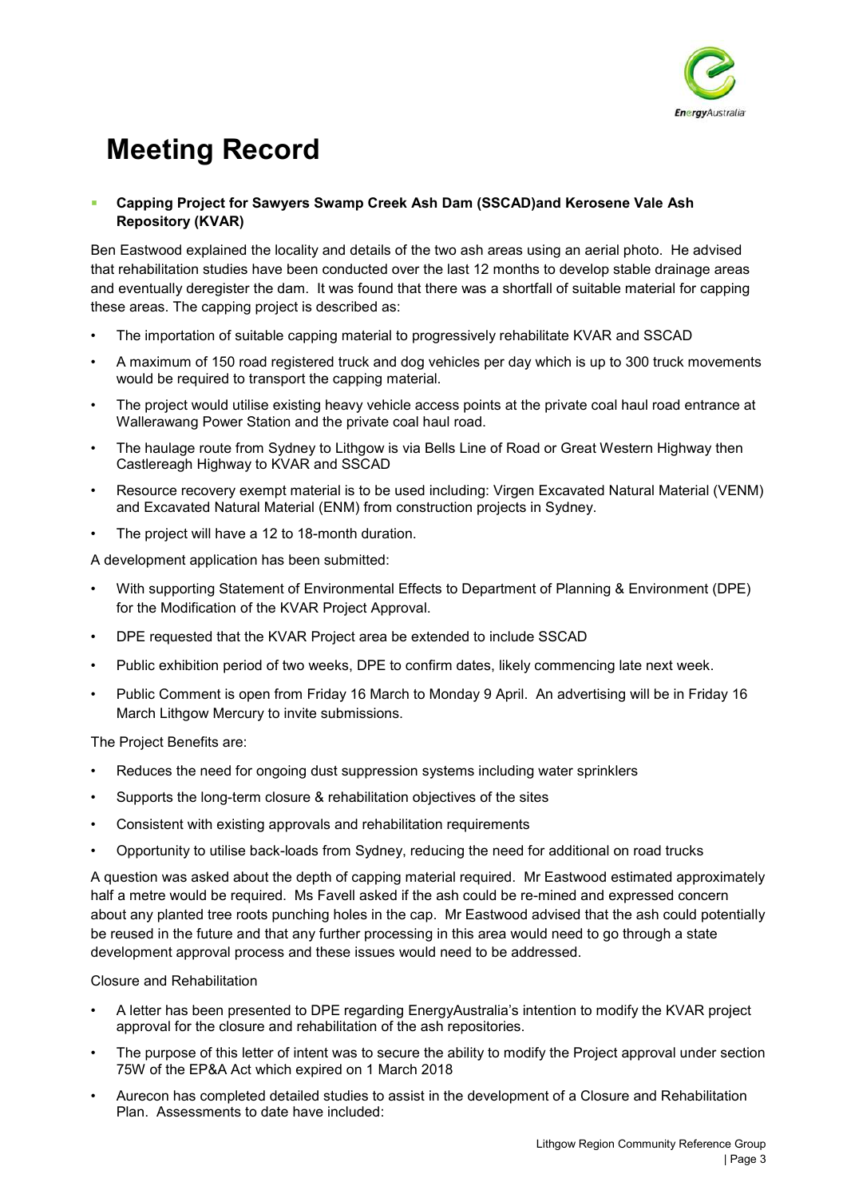# Meeting Record

- **Capping Project for Sawyers Swamp Creek Ash Dam (SSCAD)and Kerosene Vale Ash Repository (KVAR)**

Ben Eastwood explained the locality and details of the two ash areas using an aerial photo. He advised that rehabilitation studies have been conducted over the last 12 months to develop stable drainage areas and eventually deregister the dam. It was found that there was a shortfall of suitable material for capping these areas. The capping project is described as:

- The importation of suitable capping material to progressively rehabilitate KVAR and SSCAD
- A maximum of 150 road registered truck and dog vehicles per day which is up to 300 truck movements would be required to transport the capping material.
- The project would utilise existing heavy vehicle access points at the private coal haul road entrance at Wallerawang Power Station and the private coal haul road.
- The haulage route from Sydney to Lithgow is via Bells Line of Road or Great Western Highway then Castlereagh Highway to KVAR and SSCAD
- Resource recovery exempt material is to be used including: Virgen Excavated Natural Material (VENM) and Excavated Natural Material (ENM) from construction projects in Sydney.
- The project will have a 12 to 18-month duration.

A development application has been submitted:

- With supporting Statement of Environmental Effects to Department of Planning & Environment (DPE) for the Modification of the KVAR Project Approval.
- DPE requested that the KVAR Project area be extended to include SSCAD
- Public exhibition period of two weeks, DPE to confirm dates, likely commencing late next week.
- Public Comment is open from Friday 16 March to Monday 9 April. An advertising will be in Friday 16 March Lithgow Mercury to invite submissions.

The Project Benefits are:

- Reduces the need for ongoing dust suppression systems including water sprinklers
- Supports the long-term closure & rehabilitation objectives of the sites
- Consistent with existing approvals and rehabilitation requirements
- Opportunity to utilise back-loads from Sydney, reducing the need for additional on road trucks

A question was asked about the depth of capping material required. Mr Eastwood estimated approximately half a metre would be required. Ms Favell asked if the ash could be re-mined and expressed concern about any planted tree roots punching holes in the cap. Mr Eastwood advised that the ash could potentially be reused in the future and that any further processing in this area would need to go through a state development approval process and these issues would need to be addressed.

Closure and Rehabilitation

- A letter has been presented to DPE regarding EnergyAustralia's intention to modify the KVAR project approval for the closure and rehabilitation of the ash repositories.
- The purpose of this letter of intent was to secure the ability to modify the Project approval under section 75W of the EP&A Act which expired on 1 March 2018
- Aurecon has completed detailed studies to assist in the development of a Closure and Rehabilitation Plan. Assessments to date have included: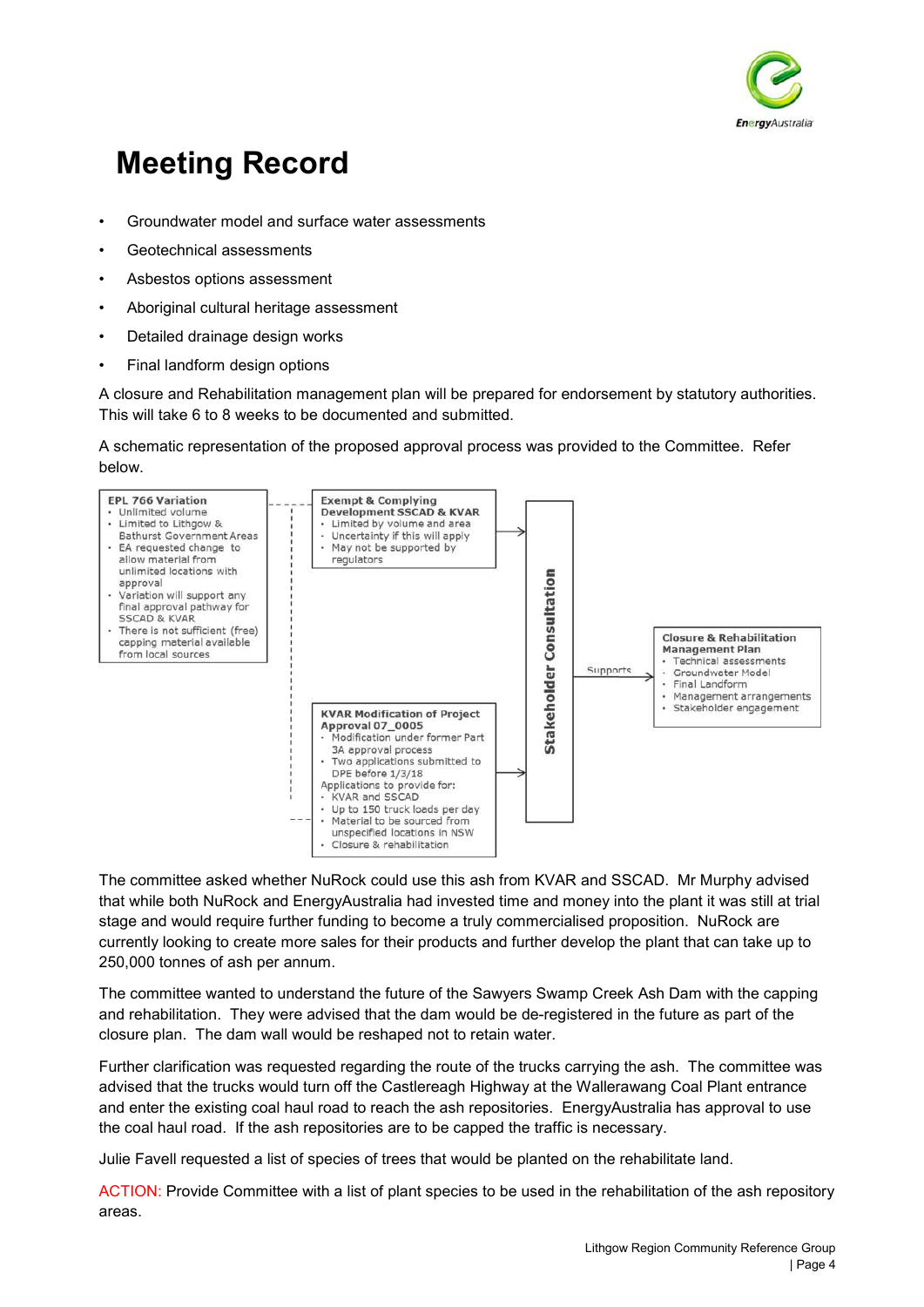# Meeting Record

- Groundwater model and surface water assessments
- Geotechnical assessments
- Asbestos options assessment
- Aboriginal cultural heritage assessment
- Detailed drainage design works
- Final landform design options

A closure and Rehabilitation management plan will be prepared for endorsement by statutory authorities. This will take 6 to 8 weeks to be documented and submitted.

A schematic representation of the proposed approval process was provided to the Committee. Refer below.

**EPL 766 Variation**
- Unlimited volume
- Limited to Lithgow & Bathurst Government Areas
- EA requested change to allow material from unlimited locations with approval
- Variation will support any final approval pathway for SSCAD & KVAR
- There is not sufficient (free) capping material available from local sources

**Exempt & Complying Development SSCAD & KVAR**
- Limited by volume and area
- Uncertainty if this will apply
- May not be supported by regulators

**KVAR Modification of Project Approval 07_0005**
- Modification under former Part 3A approval process
- Two applications submitted to DPE before 1/3/18

Applications to provide for:
- KVAR and SSCAD
- Up to 150 truck loads per day
- Material to be sourced from unspecified locations in NSW
- Closure & rehabilitation

**Stakeholder Consultation**

Supports

**Closure & Rehabilitation Management Plan**
- Technical assessments
- Groundwater Model
- Final Landform
- Management arrangements
- Stakeholder engagement

The committee asked whether NuRock could use this ash from KVAR and SSCAD. Mr Murphy advised that while both NuRock and EnergyAustralia had invested time and money into the plant it was still at trial stage and would require further funding to become a truly commercialised proposition. NuRock are currently looking to create more sales for their products and further develop the plant that can take up to 250,000 tonnes of ash per annum.

The committee wanted to understand the future of the Sawyers Swamp Creek Ash Dam with the capping and rehabilitation. They were advised that the dam would be de-registered in the future as part of the closure plan. The dam wall would be reshaped not to retain water.

Further clarification was requested regarding the route of the trucks carrying the ash. The committee was advised that the trucks would turn off the Castlereagh Highway at the Wallerawang Coal Plant entrance and enter the existing coal haul road to reach the ash repositories. EnergyAustralia has approval to use the coal haul road. If the ash repositories are to be capped the traffic is necessary.

Julie Favell requested a list of species of trees that would be planted on the rehabilitate land.

ACTION: Provide Committee with a list of plant species to be used in the rehabilitation of the ash repository areas.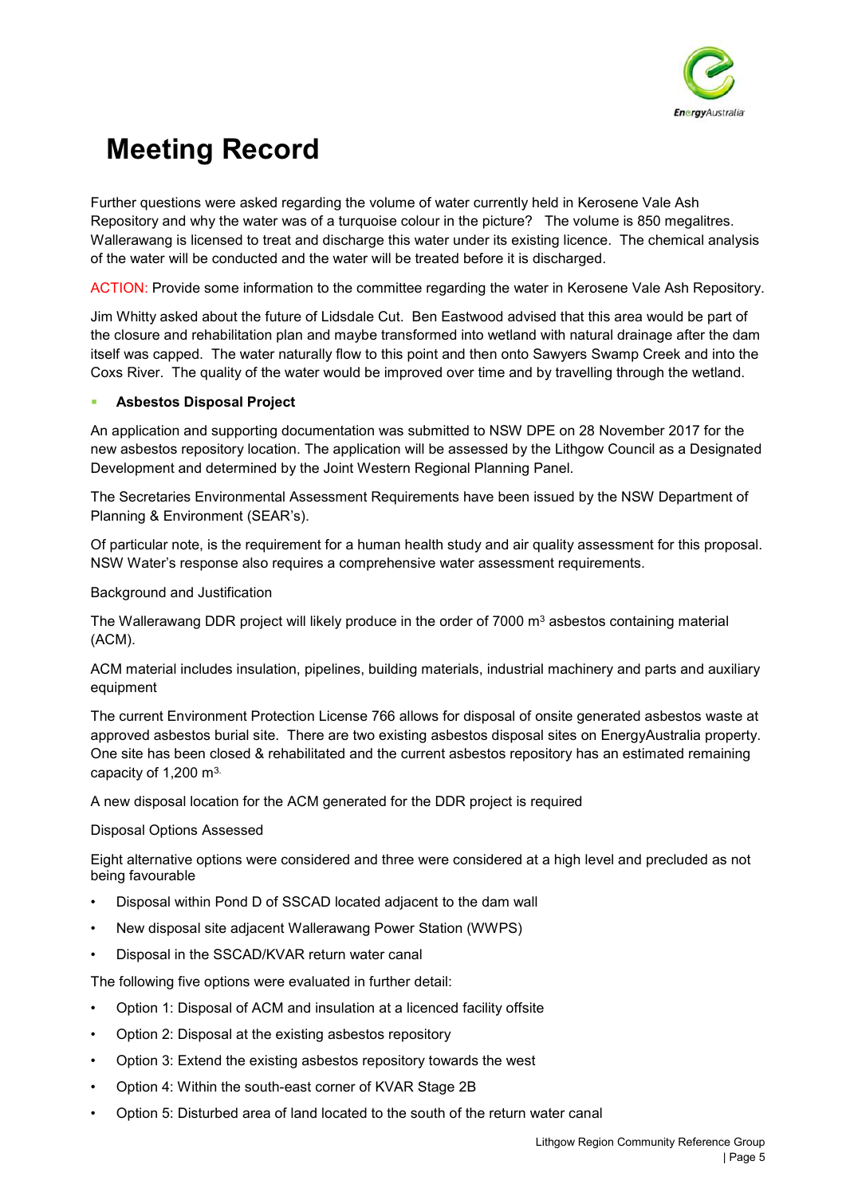# Meeting Record

Further questions were asked regarding the volume of water currently held in Kerosene Vale Ash Repository and why the water was of a turquoise colour in the picture? The volume is 850 megalitres. Wallerawang is licensed to treat and discharge this water under its existing licence. The chemical analysis of the water will be conducted and the water will be treated before it is discharged.

ACTION: Provide some information to the committee regarding the water in Kerosene Vale Ash Repository.

Jim Whitty asked about the future of Lidsdale Cut. Ben Eastwood advised that this area would be part of the closure and rehabilitation plan and maybe transformed into wetland with natural drainage after the dam itself was capped. The water naturally flow to this point and then onto Sawyers Swamp Creek and into the Coxs River. The quality of the water would be improved over time and by travelling through the wetland.

- **Asbestos Disposal Project**

An application and supporting documentation was submitted to NSW DPE on 28 November 2017 for the new asbestos repository location. The application will be assessed by the Lithgow Council as a Designated Development and determined by the Joint Western Regional Planning Panel.

The Secretaries Environmental Assessment Requirements have been issued by the NSW Department of Planning & Environment (SEAR's).

Of particular note, is the requirement for a human health study and air quality assessment for this proposal. NSW Water's response also requires a comprehensive water assessment requirements.

Background and Justification

The Wallerawang DDR project will likely produce in the order of 7000 $m^3$ asbestos containing material (ACM).

ACM material includes insulation, pipelines, building materials, industrial machinery and parts and auxiliary equipment

The current Environment Protection License 766 allows for disposal of onsite generated asbestos waste at approved asbestos burial site. There are two existing asbestos disposal sites on EnergyAustralia property. One site has been closed & rehabilitated and the current asbestos repository has an estimated remaining capacity of 1,200 $m^3$.

A new disposal location for the ACM generated for the DDR project is required

Disposal Options Assessed

Eight alternative options were considered and three were considered at a high level and precluded as not being favourable

- Disposal within Pond D of SSCAD located adjacent to the dam wall
- New disposal site adjacent Wallerawang Power Station (WWPS)
- Disposal in the SSCAD/KVAR return water canal

The following five options were evaluated in further detail:

- Option 1: Disposal of ACM and insulation at a licenced facility offsite
- Option 2: Disposal at the existing asbestos repository
- Option 3: Extend the existing asbestos repository towards the west
- Option 4: Within the south-east corner of KVAR Stage 2B
- Option 5: Disturbed area of land located to the south of the return water canal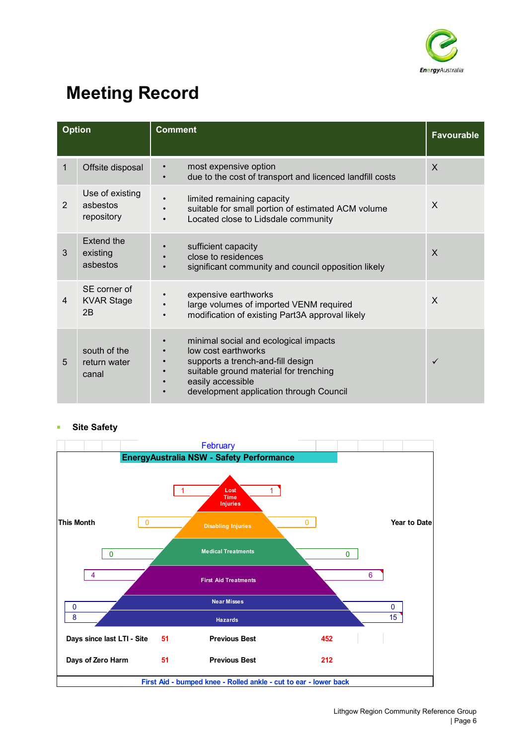# Meeting Record

| Option | | Comment | Favourable |
|---|---|---|---|
| 1 | Offsite disposal | • most expensive option<br>• due to the cost of transport and licenced landfill costs | X |
| 2 | Use of existing asbestos repository | • limited remaining capacity<br>• suitable for small portion of estimated ACM volume<br>• Located close to Lidsdale community | X |
| 3 | Extend the existing asbestos | • sufficient capacity<br>• close to residences<br>• significant community and council opposition likely | X |
| 4 | SE corner of KVAR Stage 2B | • expensive earthworks<br>• large volumes of imported VENM required<br>• modification of existing Part3A approval likely | X |
| 5 | south of the return water canal | • minimal social and ecological impacts<br>• low cost earthworks<br>• supports a trench-and-fill design<br>• suitable ground material for trenching<br>• easily accessible<br>• development application through Council | ✓ |

- **Site Safety**

February

**EnergyAustralia NSW - Safety Performance**

| This Month | | Year to Date |
|---|---|---|
| 1 | Lost Time Injuries | 1 |
| 0 | Disabling Injuries | 0 |
| 0 | Medical Treatments | 0 |
| 4 | First Aid Treatments | 6 |
| 0 | Near Misses | 0 |
| 8 | Hazards | 15 |

| | | | |
|---|---|---|---|
| **Days since last LTI - Site** | 51 | **Previous Best** | 452 |
| **Days of Zero Harm** | 51 | **Previous Best** | 212 |

First Aid - bumped knee - Rolled ankle - cut to ear - lower back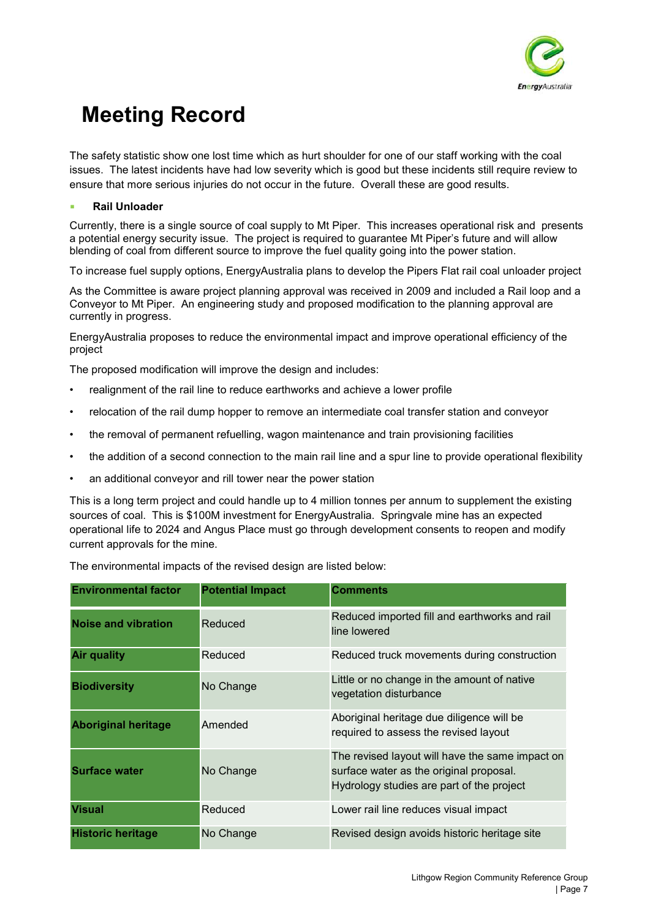// Meeting Record

# Meeting Record

The safety statistic show one lost time which as hurt shoulder for one of our staff working with the coal issues. The latest incidents have had low severity which is good but these incidents still require review to ensure that more serious injuries do not occur in the future. Overall these are good results.

- **Rail Unloader**

Currently, there is a single source of coal supply to Mt Piper. This increases operational risk and presents a potential energy security issue. The project is required to guarantee Mt Piper's future and will allow blending of coal from different source to improve the fuel quality going into the power station.

To increase fuel supply options, EnergyAustralia plans to develop the Pipers Flat rail coal unloader project

As the Committee is aware project planning approval was received in 2009 and included a Rail loop and a Conveyor to Mt Piper. An engineering study and proposed modification to the planning approval are currently in progress.

EnergyAustralia proposes to reduce the environmental impact and improve operational efficiency of the project

The proposed modification will improve the design and includes:

- realignment of the rail line to reduce earthworks and achieve a lower profile
- relocation of the rail dump hopper to remove an intermediate coal transfer station and conveyor
- the removal of permanent refuelling, wagon maintenance and train provisioning facilities
- the addition of a second connection to the main rail line and a spur line to provide operational flexibility
- an additional conveyor and rill tower near the power station

This is a long term project and could handle up to 4 million tonnes per annum to supplement the existing sources of coal. This is $100M investment for EnergyAustralia. Springvale mine has an expected operational life to 2024 and Angus Place must go through development consents to reopen and modify current approvals for the mine.

The environmental impacts of the revised design are listed below:

| Environmental factor | Potential Impact | Comments |
|---|---|---|
| **Noise and vibration** | Reduced | Reduced imported fill and earthworks and rail line lowered |
| **Air quality** | Reduced | Reduced truck movements during construction |
| **Biodiversity** | No Change | Little or no change in the amount of native vegetation disturbance |
| **Aboriginal heritage** | Amended | Aboriginal heritage due diligence will be required to assess the revised layout |
| **Surface water** | No Change | The revised layout will have the same impact on surface water as the original proposal. Hydrology studies are part of the project |
| **Visual** | Reduced | Lower rail line reduces visual impact |
| **Historic heritage** | No Change | Revised design avoids historic heritage site |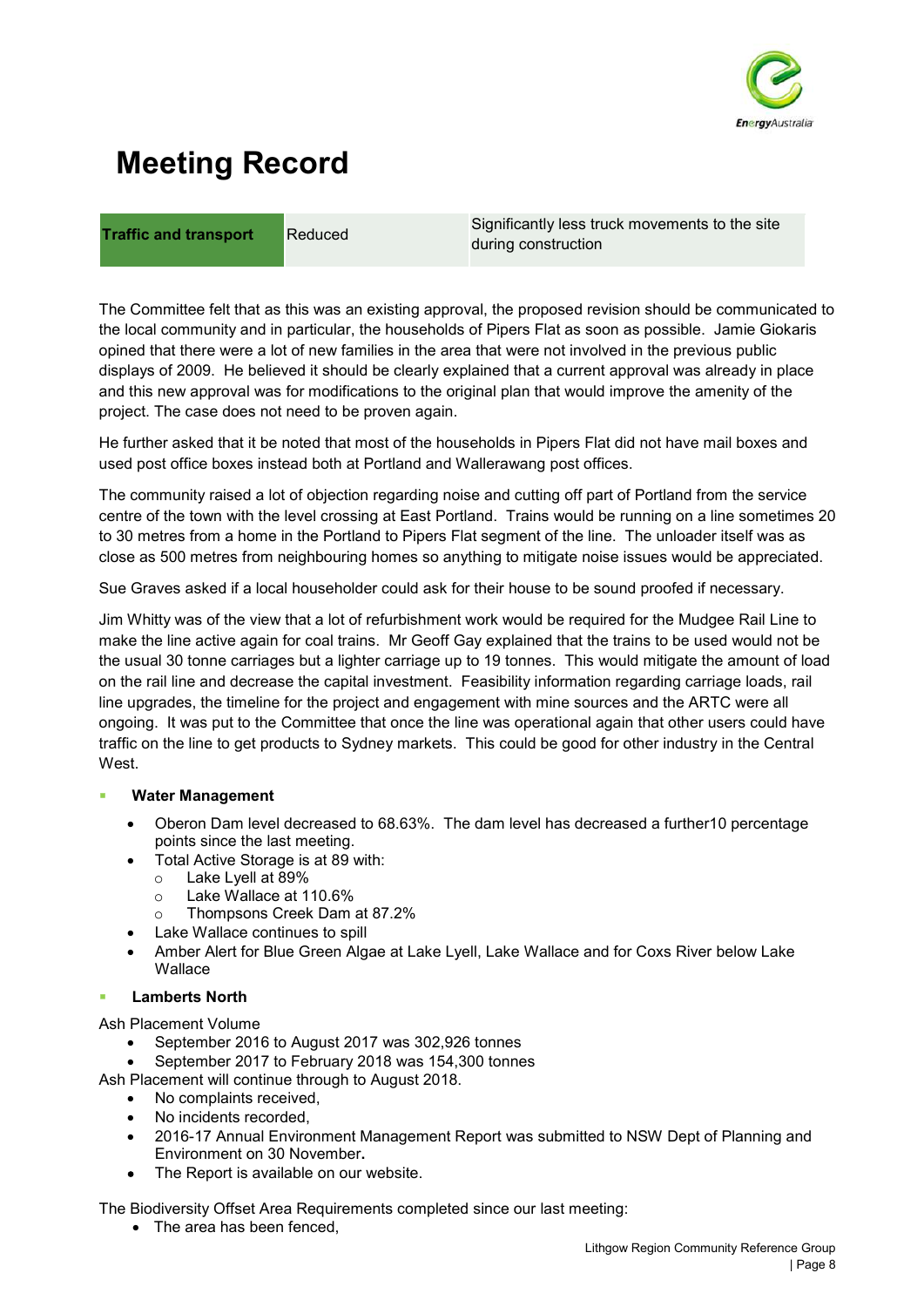# Meeting Record

| Traffic and transport | Reduced | Significantly less truck movements to the site during construction |
|---|---|---|

The Committee felt that as this was an existing approval, the proposed revision should be communicated to the local community and in particular, the households of Pipers Flat as soon as possible. Jamie Giokaris opined that there were a lot of new families in the area that were not involved in the previous public displays of 2009. He believed it should be clearly explained that a current approval was already in place and this new approval was for modifications to the original plan that would improve the amenity of the project. The case does not need to be proven again.

He further asked that it be noted that most of the households in Pipers Flat did not have mail boxes and used post office boxes instead both at Portland and Wallerawang post offices.

The community raised a lot of objection regarding noise and cutting off part of Portland from the service centre of the town with the level crossing at East Portland. Trains would be running on a line sometimes 20 to 30 metres from a home in the Portland to Pipers Flat segment of the line. The unloader itself was as close as 500 metres from neighbouring homes so anything to mitigate noise issues would be appreciated.

Sue Graves asked if a local householder could ask for their house to be sound proofed if necessary.

Jim Whitty was of the view that a lot of refurbishment work would be required for the Mudgee Rail Line to make the line active again for coal trains. Mr Geoff Gay explained that the trains to be used would not be the usual 30 tonne carriages but a lighter carriage up to 19 tonnes. This would mitigate the amount of load on the rail line and decrease the capital investment. Feasibility information regarding carriage loads, rail line upgrades, the timeline for the project and engagement with mine sources and the ARTC were all ongoing. It was put to the Committee that once the line was operational again that other users could have traffic on the line to get products to Sydney markets. This could be good for other industry in the Central West.

- **Water Management**
  - Oberon Dam level decreased to 68.63%. The dam level has decreased a further10 percentage points since the last meeting.
  - Total Active Storage is at 89 with:
    - Lake Lyell at 89%
    - Lake Wallace at 110.6%
    - Thompsons Creek Dam at 87.2%
  - Lake Wallace continues to spill
  - Amber Alert for Blue Green Algae at Lake Lyell, Lake Wallace and for Coxs River below Lake Wallace

- **Lamberts North**

Ash Placement Volume

- September 2016 to August 2017 was 302,926 tonnes
- September 2017 to February 2018 was 154,300 tonnes

Ash Placement will continue through to August 2018.

- No complaints received,
- No incidents recorded,
- 2016-17 Annual Environment Management Report was submitted to NSW Dept of Planning and Environment on 30 November**.**
- The Report is available on our website.

The Biodiversity Offset Area Requirements completed since our last meeting:

- The area has been fenced,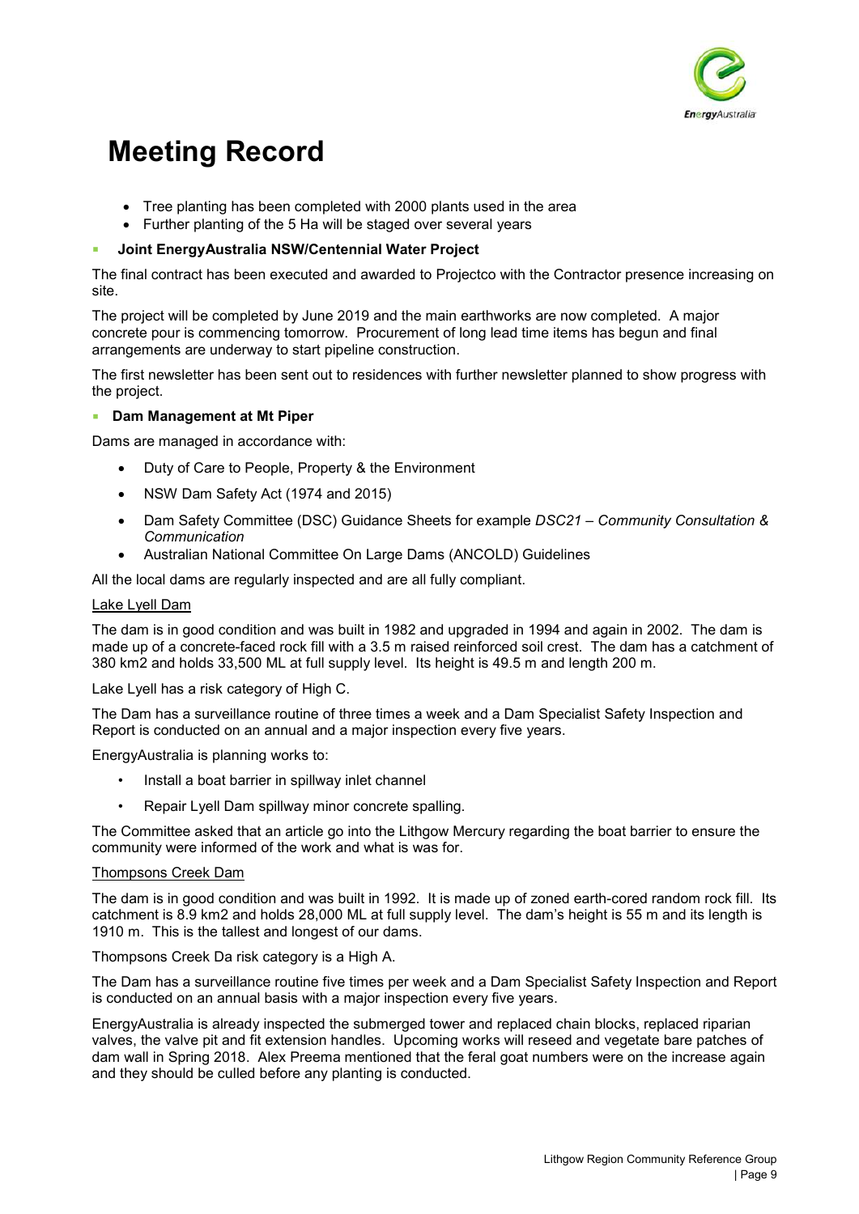# Meeting Record

- Tree planting has been completed with 2000 plants used in the area
- Further planting of the 5 Ha will be staged over several years

- **Joint EnergyAustralia NSW/Centennial Water Project**

The final contract has been executed and awarded to Projectco with the Contractor presence increasing on site.

The project will be completed by June 2019 and the main earthworks are now completed. A major concrete pour is commencing tomorrow. Procurement of long lead time items has begun and final arrangements are underway to start pipeline construction.

The first newsletter has been sent out to residences with further newsletter planned to show progress with the project.

- **Dam Management at Mt Piper**

Dams are managed in accordance with:

- Duty of Care to People, Property & the Environment
- NSW Dam Safety Act (1974 and 2015)
- Dam Safety Committee (DSC) Guidance Sheets for example *DSC21 – Community Consultation & Communication*
- Australian National Committee On Large Dams (ANCOLD) Guidelines

All the local dams are regularly inspected and are all fully compliant.

Lake Lyell Dam

The dam is in good condition and was built in 1982 and upgraded in 1994 and again in 2002. The dam is made up of a concrete-faced rock fill with a 3.5 m raised reinforced soil crest. The dam has a catchment of 380 km2 and holds 33,500 ML at full supply level. Its height is 49.5 m and length 200 m.

Lake Lyell has a risk category of High C.

The Dam has a surveillance routine of three times a week and a Dam Specialist Safety Inspection and Report is conducted on an annual and a major inspection every five years.

EnergyAustralia is planning works to:

- Install a boat barrier in spillway inlet channel
- Repair Lyell Dam spillway minor concrete spalling.

The Committee asked that an article go into the Lithgow Mercury regarding the boat barrier to ensure the community were informed of the work and what is was for.

Thompsons Creek Dam

The dam is in good condition and was built in 1992. It is made up of zoned earth-cored random rock fill. Its catchment is 8.9 km2 and holds 28,000 ML at full supply level. The dam's height is 55 m and its length is 1910 m. This is the tallest and longest of our dams.

Thompsons Creek Da risk category is a High A.

The Dam has a surveillance routine five times per week and a Dam Specialist Safety Inspection and Report is conducted on an annual basis with a major inspection every five years.

EnergyAustralia is already inspected the submerged tower and replaced chain blocks, replaced riparian valves, the valve pit and fit extension handles. Upcoming works will reseed and vegetate bare patches of dam wall in Spring 2018. Alex Preema mentioned that the feral goat numbers were on the increase again and they should be culled before any planting is conducted.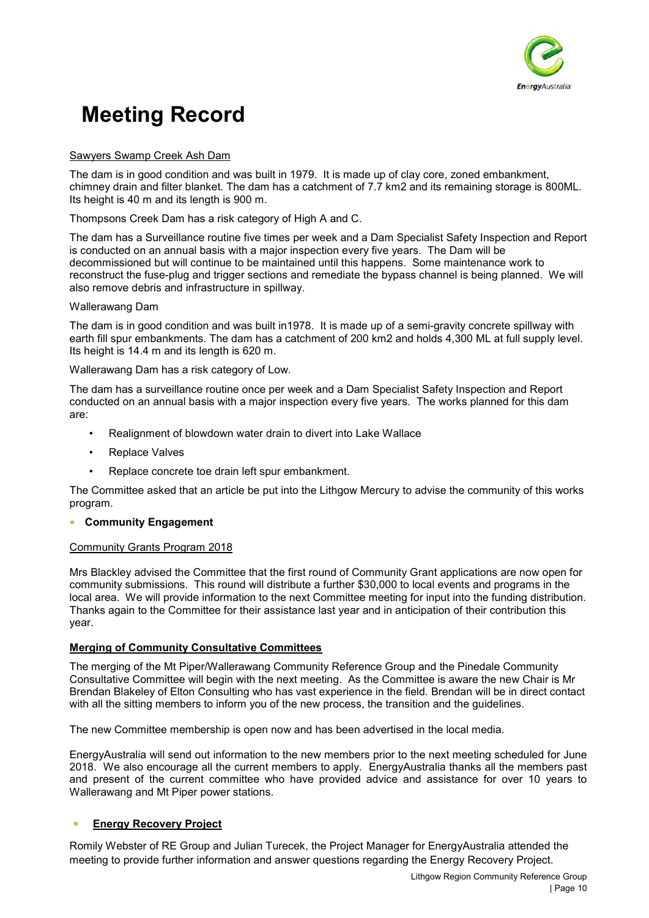# Meeting Record

Sawyers Swamp Creek Ash Dam

The dam is in good condition and was built in 1979. It is made up of clay core, zoned embankment, chimney drain and filter blanket. The dam has a catchment of 7.7 km2 and its remaining storage is 800ML. Its height is 40 m and its length is 900 m.

Thompsons Creek Dam has a risk category of High A and C.

The dam has a Surveillance routine five times per week and a Dam Specialist Safety Inspection and Report is conducted on an annual basis with a major inspection every five years. The Dam will be decommissioned but will continue to be maintained until this happens. Some maintenance work to reconstruct the fuse-plug and trigger sections and remediate the bypass channel is being planned. We will also remove debris and infrastructure in spillway.

Wallerawang Dam

The dam is in good condition and was built in1978. It is made up of a semi-gravity concrete spillway with earth fill spur embankments. The dam has a catchment of 200 km2 and holds 4,300 ML at full supply level. Its height is 14.4 m and its length is 620 m.

Wallerawang Dam has a risk category of Low.

The dam has a surveillance routine once per week and a Dam Specialist Safety Inspection and Report conducted on an annual basis with a major inspection every five years. The works planned for this dam are:

- Realignment of blowdown water drain to divert into Lake Wallace
- Replace Valves
- Replace concrete toe drain left spur embankment.

The Committee asked that an article be put into the Lithgow Mercury to advise the community of this works program.

- **Community Engagement**

Community Grants Program 2018

Mrs Blackley advised the Committee that the first round of Community Grant applications are now open for community submissions. This round will distribute a further $30,000 to local events and programs in the local area. We will provide information to the next Committee meeting for input into the funding distribution. Thanks again to the Committee for their assistance last year and in anticipation of their contribution this year.

**Merging of Community Consultative Committees**

The merging of the Mt Piper/Wallerawang Community Reference Group and the Pinedale Community Consultative Committee will begin with the next meeting. As the Committee is aware the new Chair is Mr Brendan Blakeley of Elton Consulting who has vast experience in the field. Brendan will be in direct contact with all the sitting members to inform you of the new process, the transition and the guidelines.

The new Committee membership is open now and has been advertised in the local media.

EnergyAustralia will send out information to the new members prior to the next meeting scheduled for June 2018. We also encourage all the current members to apply. EnergyAustralia thanks all the members past and present of the current committee who have provided advice and assistance for over 10 years to Wallerawang and Mt Piper power stations.

- **Energy Recovery Project**

Romily Webster of RE Group and Julian Turecek, the Project Manager for EnergyAustralia attended the meeting to provide further information and answer questions regarding the Energy Recovery Project.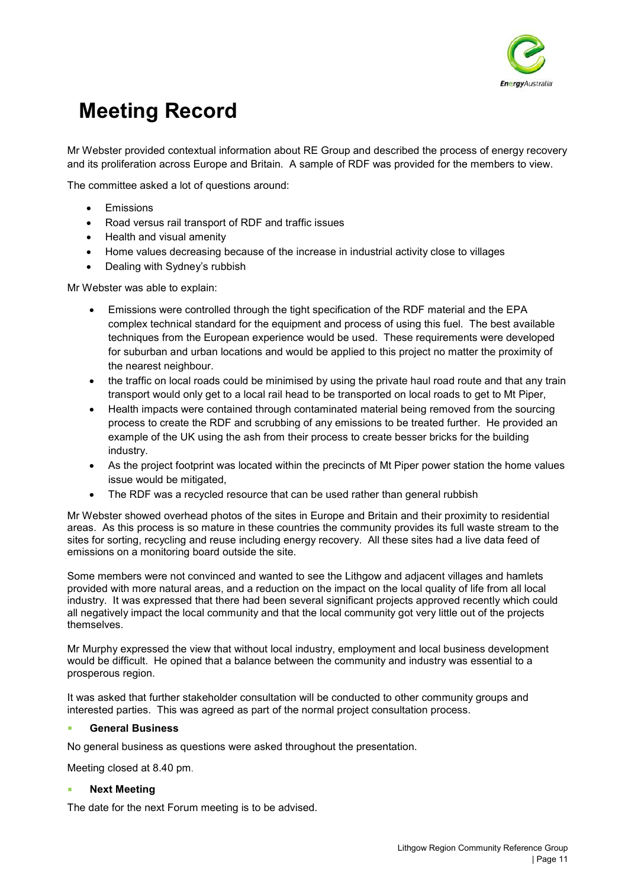# Meeting Record

Mr Webster provided contextual information about RE Group and described the process of energy recovery and its proliferation across Europe and Britain. A sample of RDF was provided for the members to view.

The committee asked a lot of questions around:

- Emissions
- Road versus rail transport of RDF and traffic issues
- Health and visual amenity
- Home values decreasing because of the increase in industrial activity close to villages
- Dealing with Sydney's rubbish

Mr Webster was able to explain:

- Emissions were controlled through the tight specification of the RDF material and the EPA complex technical standard for the equipment and process of using this fuel. The best available techniques from the European experience would be used. These requirements were developed for suburban and urban locations and would be applied to this project no matter the proximity of the nearest neighbour.
- the traffic on local roads could be minimised by using the private haul road route and that any train transport would only get to a local rail head to be transported on local roads to get to Mt Piper,
- Health impacts were contained through contaminated material being removed from the sourcing process to create the RDF and scrubbing of any emissions to be treated further. He provided an example of the UK using the ash from their process to create besser bricks for the building industry.
- As the project footprint was located within the precincts of Mt Piper power station the home values issue would be mitigated,
- The RDF was a recycled resource that can be used rather than general rubbish

Mr Webster showed overhead photos of the sites in Europe and Britain and their proximity to residential areas. As this process is so mature in these countries the community provides its full waste stream to the sites for sorting, recycling and reuse including energy recovery. All these sites had a live data feed of emissions on a monitoring board outside the site.

Some members were not convinced and wanted to see the Lithgow and adjacent villages and hamlets provided with more natural areas, and a reduction on the impact on the local quality of life from all local industry. It was expressed that there had been several significant projects approved recently which could all negatively impact the local community and that the local community got very little out of the projects themselves.

Mr Murphy expressed the view that without local industry, employment and local business development would be difficult. He opined that a balance between the community and industry was essential to a prosperous region.

It was asked that further stakeholder consultation will be conducted to other community groups and interested parties. This was agreed as part of the normal project consultation process.

- **General Business**

No general business as questions were asked throughout the presentation.

Meeting closed at 8.40 pm.

- **Next Meeting**

The date for the next Forum meeting is to be advised.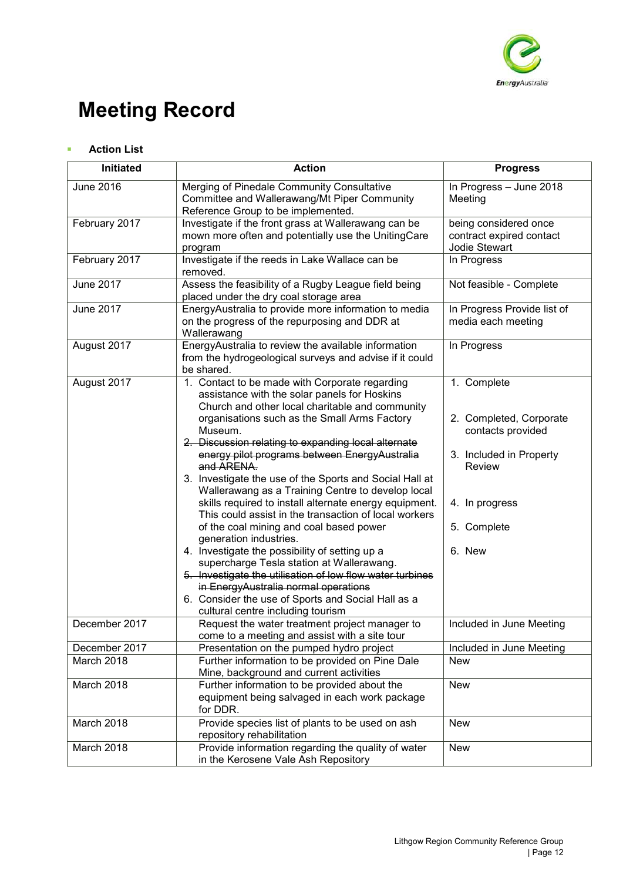# Meeting Record

- **Action List**

| Initiated | Action | Progress |
|---|---|---|
| June 2016 | Merging of Pinedale Community Consultative Committee and Wallerawang/Mt Piper Community Reference Group to be implemented. | In Progress – June 2018 Meeting |
| February 2017 | Investigate if the front grass at Wallerawang can be mown more often and potentially use the UnitingCare program | being considered once contract expired contact Jodie Stewart |
| February 2017 | Investigate if the reeds in Lake Wallace can be removed. | In Progress |
| June 2017 | Assess the feasibility of a Rugby League field being placed under the dry coal storage area | Not feasible - Complete |
| June 2017 | EnergyAustralia to provide more information to media on the progress of the repurposing and DDR at Wallerawang | In Progress Provide list of media each meeting |
| August 2017 | EnergyAustralia to review the available information from the hydrogeological surveys and advise if it could be shared. | In Progress |
| August 2017 | 1. Contact to be made with Corporate regarding assistance with the solar panels for Hoskins Church and other local charitable and community organisations such as the Small Arms Factory Museum.<br>2. ~~Discussion relating to expanding local alternate energy pilot programs between EnergyAustralia and ARENA.~~<br>3. Investigate the use of the Sports and Social Hall at Wallerawang as a Training Centre to develop local skills required to install alternate energy equipment. This could assist in the transaction of local workers of the coal mining and coal based power generation industries.<br>4. Investigate the possibility of setting up a supercharge Tesla station at Wallerawang.<br>5. ~~Investigate the utilisation of low flow water turbines in EnergyAustralia normal operations~~<br>6. Consider the use of Sports and Social Hall as a cultural centre including tourism | 1. Complete<br>2. Completed, Corporate contacts provided<br>3. Included in Property Review<br>4. In progress<br>5. Complete<br>6. New |
| December 2017 | Request the water treatment project manager to come to a meeting and assist with a site tour | Included in June Meeting |
| December 2017 | Presentation on the pumped hydro project | Included in June Meeting |
| March 2018 | Further information to be provided on Pine Dale Mine, background and current activities | New |
| March 2018 | Further information to be provided about the equipment being salvaged in each work package for DDR. | New |
| March 2018 | Provide species list of plants to be used on ash repository rehabilitation | New |
| March 2018 | Provide information regarding the quality of water in the Kerosene Vale Ash Repository | New |